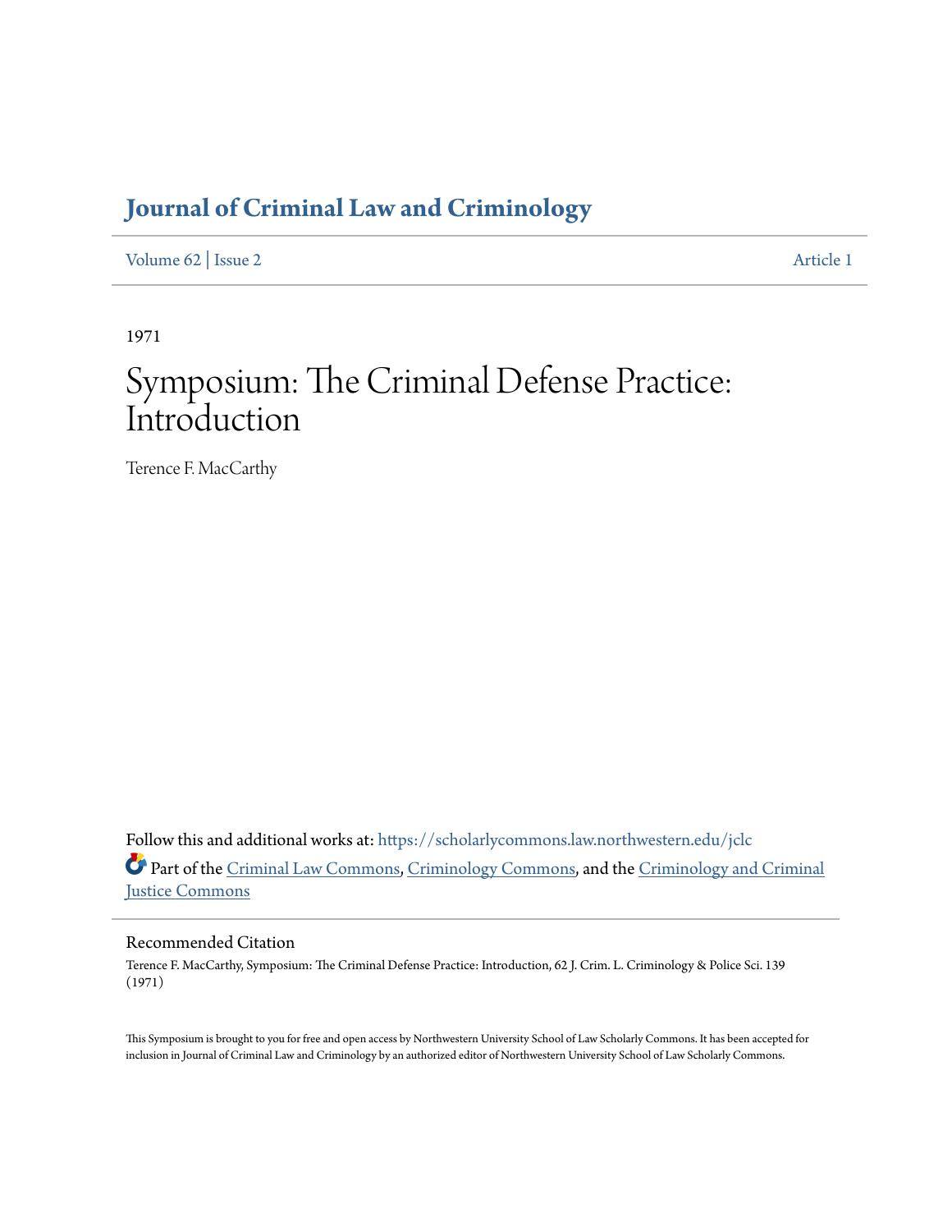# Journal of Criminal Law and Criminology

Volume 62 | Issue 2 Article 1

1971

# Symposium: The Criminal Defense Practice: Introduction

Terence F. MacCarthy

Follow this and additional works at: https://scholarlycommons.law.northwestern.edu/jclc

Part of the Criminal Law Commons, Criminology Commons, and the Criminology and Criminal Justice Commons

## Recommended Citation

Terence F. MacCarthy, Symposium: The Criminal Defense Practice: Introduction, 62 J. Crim. L. Criminology & Police Sci. 139 (1971)

This Symposium is brought to you for free and open access by Northwestern University School of Law Scholarly Commons. It has been accepted for inclusion in Journal of Criminal Law and Criminology by an authorized editor of Northwestern University School of Law Scholarly Commons.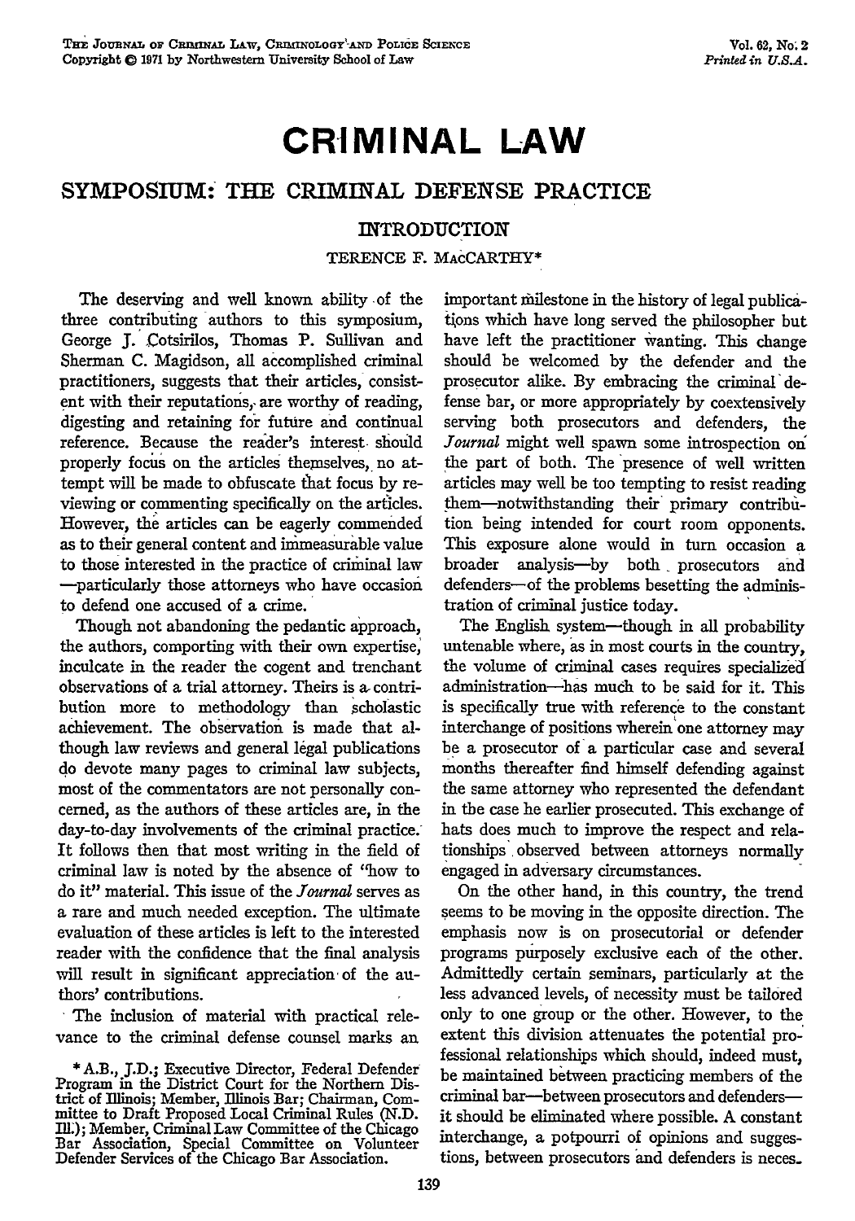# CRIMINAL LAW

## SYMPOSIUM: THE CRIMINAL DEFENSE PRACTICE

### INTRODUCTION

TERENCE F. MACCARTHY*

The deserving and well known ability of the three contributing authors to this symposium, George J. Cotsirilos, Thomas P. Sullivan and Sherman C. Magidson, all accomplished criminal practitioners, suggests that their articles, consistent with their reputations, are worthy of reading, digesting and retaining for future and continual reference. Because the reader's interest should properly focus on the articles themselves, no attempt will be made to obfuscate that focus by reviewing or commenting specifically on the articles. However, the articles can be eagerly commended as to their general content and immeasurable value to those interested in the practice of criminal law—particularly those attorneys who have occasion to defend one accused of a crime.

Though not abandoning the pedantic approach, the authors, comporting with their own expertise, inculcate in the reader the cogent and trenchant observations of a trial attorney. Theirs is a contribution more to methodology than scholastic achievement. The observation is made that although law reviews and general legal publications do devote many pages to criminal law subjects, most of the commentators are not personally concerned, as the authors of these articles are, in the day-to-day involvements of the criminal practice. It follows then that most writing in the field of criminal law is noted by the absence of "how to do it" material. This issue of the *Journal* serves as a rare and much needed exception. The ultimate evaluation of these articles is left to the interested reader with the confidence that the final analysis will result in significant appreciation of the authors' contributions.

The inclusion of material with practical relevance to the criminal defense counsel marks an important milestone in the history of legal publications which have long served the philosopher but have left the practitioner wanting. This change should be welcomed by the defender and the prosecutor alike. By embracing the criminal defense bar, or more appropriately by coextensively serving both prosecutors and defenders, the *Journal* might well spawn some introspection on the part of both. The presence of well written articles may well be too tempting to resist reading them—notwithstanding their primary contribution being intended for court room opponents. This exposure alone would in turn occasion a broader analysis—by both prosecutors and defenders—of the problems besetting the administration of criminal justice today.

The English system—though in all probability untenable where, as in most courts in the country, the volume of criminal cases requires specialized administration—has much to be said for it. This is specifically true with reference to the constant interchange of positions wherein one attorney may be a prosecutor of a particular case and several months thereafter find himself defending against the same attorney who represented the defendant in the case he earlier prosecuted. This exchange of hats does much to improve the respect and relationships observed between attorneys normally engaged in adversary circumstances.

On the other hand, in this country, the trend seems to be moving in the opposite direction. The emphasis now is on prosecutorial or defender programs purposely exclusive each of the other. Admittedly certain seminars, particularly at the less advanced levels, of necessity must be tailored only to one group or the other. However, to the extent this division attenuates the potential professional relationships which should, indeed must, be maintained between practicing members of the criminal bar—between prosecutors and defenders—it should be eliminated where possible. A constant interchange, a potpourri of opinions and suggestions, between prosecutors and defenders is neces-

\* A.B., J.D.; Executive Director, Federal Defender Program in the District Court for the Northern District of Illinois; Member, Illinois Bar; Chairman, Committee to Draft Proposed Local Criminal Rules (N.D. Ill.); Member, Criminal Law Committee of the Chicago Bar Association, Special Committee on Volunteer Defender Services of the Chicago Bar Association.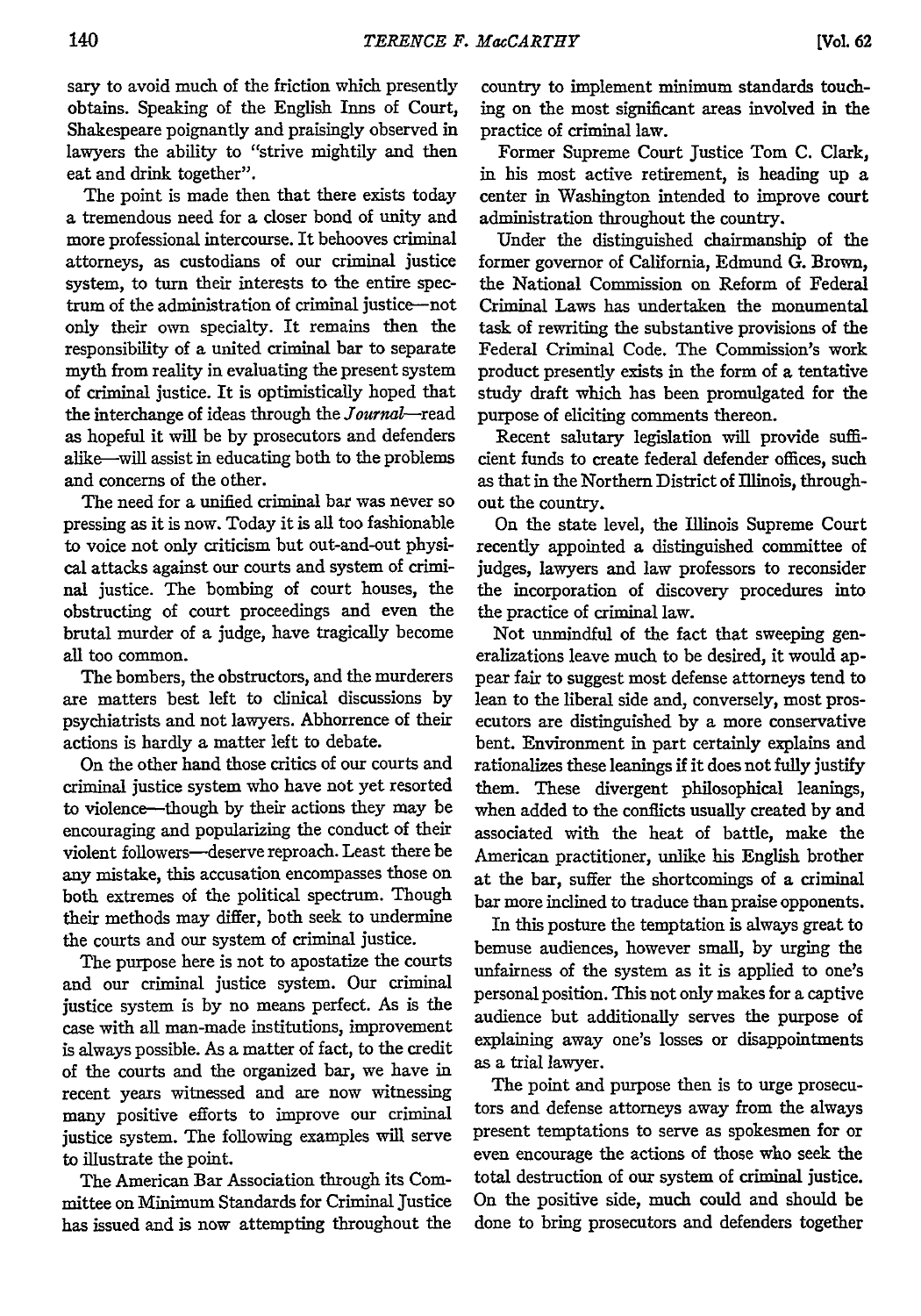sary to avoid much of the friction which presently obtains. Speaking of the English Inns of Court, Shakespeare poignantly and praisingly observed in lawyers the ability to "strive mightily and then eat and drink together".

The point is made then that there exists today a tremendous need for a closer bond of unity and more professional intercourse. It behooves criminal attorneys, as custodians of our criminal justice system, to turn their interests to the entire spectrum of the administration of criminal justice—not only their own specialty. It remains then the responsibility of a united criminal bar to separate myth from reality in evaluating the present system of criminal justice. It is optimistically hoped that the interchange of ideas through the *Journal*—read as hopeful it will be by prosecutors and defenders alike—will assist in educating both to the problems and concerns of the other.

The need for a unified criminal bar was never so pressing as it is now. Today it is all too fashionable to voice not only criticism but out-and-out physical attacks against our courts and system of criminal justice. The bombing of court houses, the obstructing of court proceedings and even the brutal murder of a judge, have tragically become all too common.

The bombers, the obstructors, and the murderers are matters best left to clinical discussions by psychiatrists and not lawyers. Abhorrence of their actions is hardly a matter left to debate.

On the other hand those critics of our courts and criminal justice system who have not yet resorted to violence—though by their actions they may be encouraging and popularizing the conduct of their violent followers—deserve reproach. Least there be any mistake, this accusation encompasses those on both extremes of the political spectrum. Though their methods may differ, both seek to undermine the courts and our system of criminal justice.

The purpose here is not to apostatize the courts and our criminal justice system. Our criminal justice system is by no means perfect. As is the case with all man-made institutions, improvement is always possible. As a matter of fact, to the credit of the courts and the organized bar, we have in recent years witnessed and are now witnessing many positive efforts to improve our criminal justice system. The following examples will serve to illustrate the point.

The American Bar Association through its Committee on Minimum Standards for Criminal Justice has issued and is now attempting throughout the country to implement minimum standards touching on the most significant areas involved in the practice of criminal law.

Former Supreme Court Justice Tom C. Clark, in his most active retirement, is heading up a center in Washington intended to improve court administration throughout the country.

Under the distinguished chairmanship of the former governor of California, Edmund G. Brown, the National Commission on Reform of Federal Criminal Laws has undertaken the monumental task of rewriting the substantive provisions of the Federal Criminal Code. The Commission's work product presently exists in the form of a tentative study draft which has been promulgated for the purpose of eliciting comments thereon.

Recent salutary legislation will provide sufficient funds to create federal defender offices, such as that in the Northern District of Illinois, throughout the country.

On the state level, the Illinois Supreme Court recently appointed a distinguished committee of judges, lawyers and law professors to reconsider the incorporation of discovery procedures into the practice of criminal law.

Not unmindful of the fact that sweeping generalizations leave much to be desired, it would appear fair to suggest most defense attorneys tend to lean to the liberal side and, conversely, most prosecutors are distinguished by a more conservative bent. Environment in part certainly explains and rationalizes these leanings if it does not fully justify them. These divergent philosophical leanings, when added to the conflicts usually created by and associated with the heat of battle, make the American practitioner, unlike his English brother at the bar, suffer the shortcomings of a criminal bar more inclined to traduce than praise opponents.

In this posture the temptation is always great to bemuse audiences, however small, by urging the unfairness of the system as it is applied to one's personal position. This not only makes for a captive audience but additionally serves the purpose of explaining away one's losses or disappointments as a trial lawyer.

The point and purpose then is to urge prosecutors and defense attorneys away from the always present temptations to serve as spokesmen for or even encourage the actions of those who seek the total destruction of our system of criminal justice. On the positive side, much could and should be done to bring prosecutors and defenders together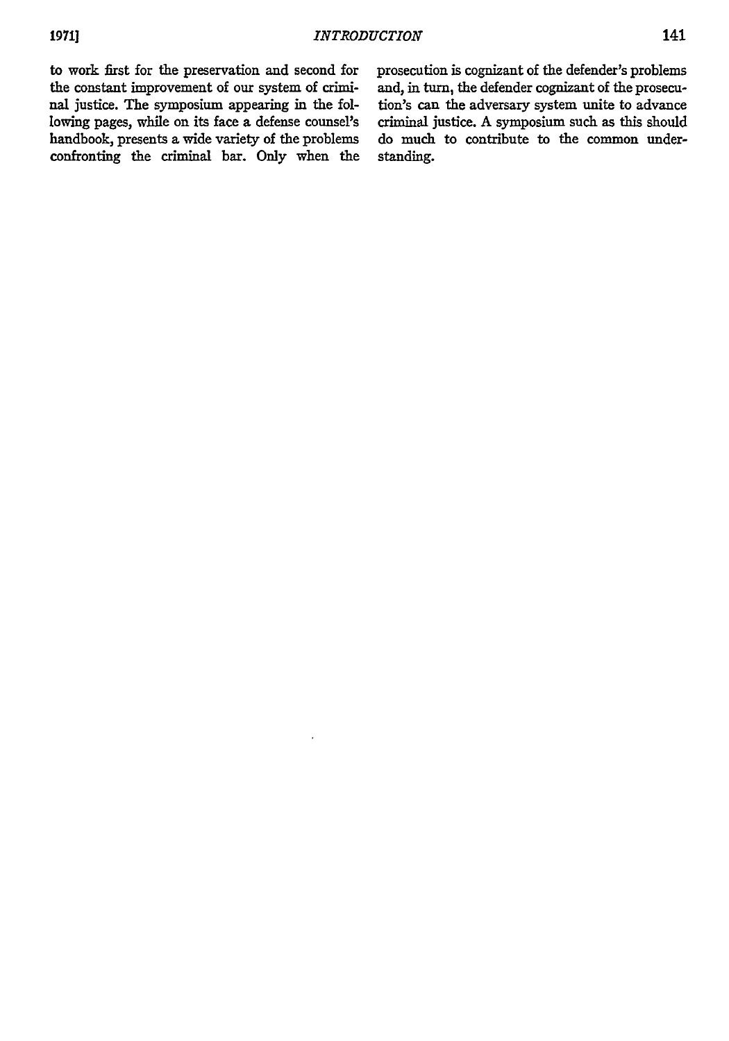to work first for the preservation and second for the constant improvement of our system of criminal justice. The symposium appearing in the following pages, while on its face a defense counsel's handbook, presents a wide variety of the problems confronting the criminal bar. Only when the prosecution is cognizant of the defender's problems and, in turn, the defender cognizant of the prosecution's can the adversary system unite to advance criminal justice. A symposium such as this should do much to contribute to the common understanding.